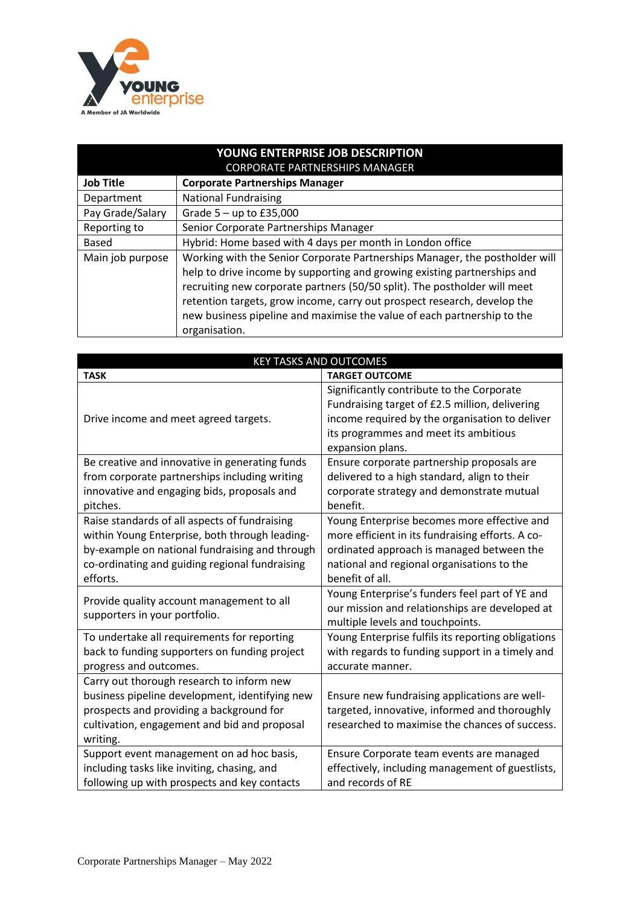| YOUNG ENTERPRISE JOB DESCRIPTION<br>CORPORATE PARTNERSHIPS MANAGER | |
|---|---|
| **Job Title** | **Corporate Partnerships Manager** |
| Department | National Fundraising |
| Pay Grade/Salary | Grade 5 – up to £35,000 |
| Reporting to | Senior Corporate Partnerships Manager |
| Based | Hybrid: Home based with 4 days per month in London office |
| Main job purpose | Working with the Senior Corporate Partnerships Manager, the postholder will help to drive income by supporting and growing existing partnerships and recruiting new corporate partners (50/50 split). The postholder will meet retention targets, grow income, carry out prospect research, develop the new business pipeline and maximise the value of each partnership to the organisation. |

| KEY TASKS AND OUTCOMES | |
|---|---|
| **TASK** | **TARGET OUTCOME** |
| Drive income and meet agreed targets. | Significantly contribute to the Corporate Fundraising target of £2.5 million, delivering income required by the organisation to deliver its programmes and meet its ambitious expansion plans. |
| Be creative and innovative in generating funds from corporate partnerships including writing innovative and engaging bids, proposals and pitches. | Ensure corporate partnership proposals are delivered to a high standard, align to their corporate strategy and demonstrate mutual benefit. |
| Raise standards of all aspects of fundraising within Young Enterprise, both through leading-by-example on national fundraising and through co-ordinating and guiding regional fundraising efforts. | Young Enterprise becomes more effective and more efficient in its fundraising efforts. A co-ordinated approach is managed between the national and regional organisations to the benefit of all. |
| Provide quality account management to all supporters in your portfolio. | Young Enterprise's funders feel part of YE and our mission and relationships are developed at multiple levels and touchpoints. |
| To undertake all requirements for reporting back to funding supporters on funding project progress and outcomes. | Young Enterprise fulfils its reporting obligations with regards to funding support in a timely and accurate manner. |
| Carry out thorough research to inform new business pipeline development, identifying new prospects and providing a background for cultivation, engagement and bid and proposal writing. | Ensure new fundraising applications are well-targeted, innovative, informed and thoroughly researched to maximise the chances of success. |
| Support event management on ad hoc basis, including tasks like inviting, chasing, and following up with prospects and key contacts | Ensure Corporate team events are managed effectively, including management of guestlists, and records of RE |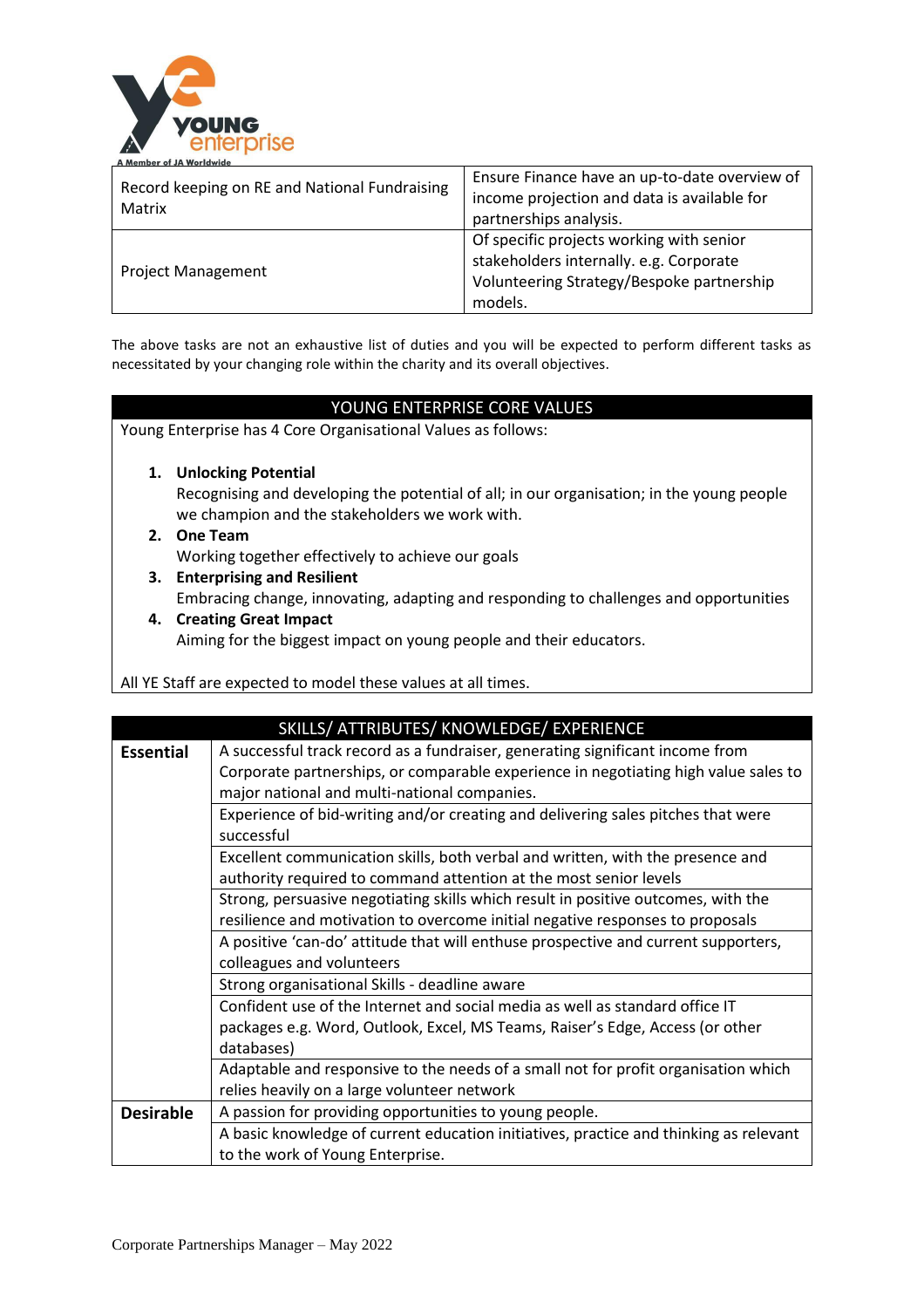| | |
|---|---|
| Record keeping on RE and National Fundraising Matrix | Ensure Finance have an up-to-date overview of income projection and data is available for partnerships analysis. |
| Project Management | Of specific projects working with senior stakeholders internally. e.g. Corporate Volunteering Strategy/Bespoke partnership models. |

The above tasks are not an exhaustive list of duties and you will be expected to perform different tasks as necessitated by your changing role within the charity and its overall objectives.

## YOUNG ENTERPRISE CORE VALUES

Young Enterprise has 4 Core Organisational Values as follows:

1. **Unlocking Potential**
   Recognising and developing the potential of all; in our organisation; in the young people we champion and the stakeholders we work with.
2. **One Team**
   Working together effectively to achieve our goals
3. **Enterprising and Resilient**
   Embracing change, innovating, adapting and responding to challenges and opportunities
4. **Creating Great Impact**
   Aiming for the biggest impact on young people and their educators.

All YE Staff are expected to model these values at all times.

## SKILLS/ ATTRIBUTES/ KNOWLEDGE/ EXPERIENCE

| | |
|---|---|
| **Essential** | A successful track record as a fundraiser, generating significant income from Corporate partnerships, or comparable experience in negotiating high value sales to major national and multi-national companies. |
| | Experience of bid-writing and/or creating and delivering sales pitches that were successful |
| | Excellent communication skills, both verbal and written, with the presence and authority required to command attention at the most senior levels |
| | Strong, persuasive negotiating skills which result in positive outcomes, with the resilience and motivation to overcome initial negative responses to proposals |
| | A positive 'can-do' attitude that will enthuse prospective and current supporters, colleagues and volunteers |
| | Strong organisational Skills - deadline aware |
| | Confident use of the Internet and social media as well as standard office IT packages e.g. Word, Outlook, Excel, MS Teams, Raiser's Edge, Access (or other databases) |
| | Adaptable and responsive to the needs of a small not for profit organisation which relies heavily on a large volunteer network |
| **Desirable** | A passion for providing opportunities to young people. |
| | A basic knowledge of current education initiatives, practice and thinking as relevant to the work of Young Enterprise. |